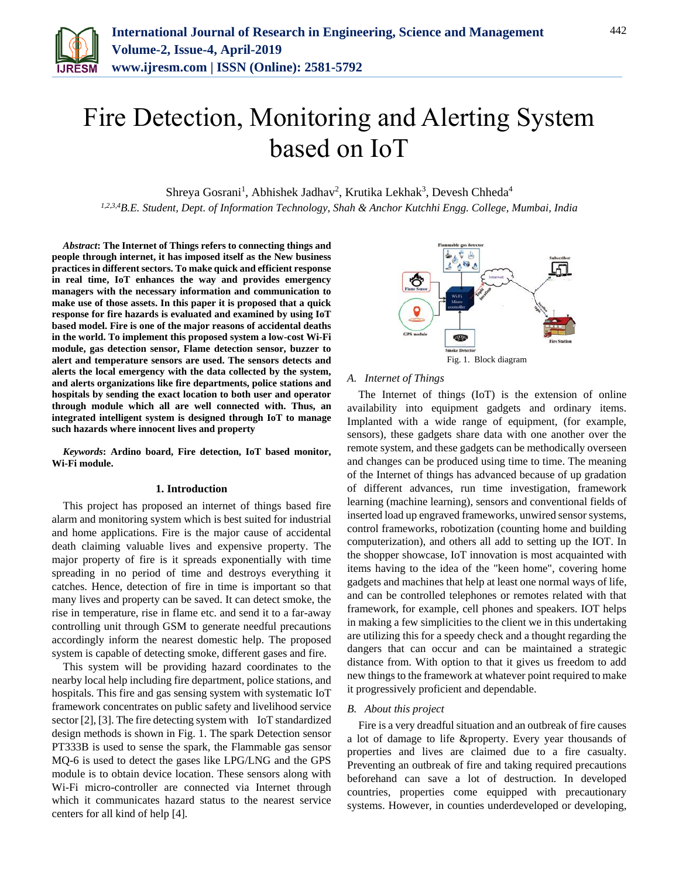# Fire Detection, Monitoring and Alerting System based on IoT

Shreya Gosrani[1], Abhishek Jadhav[2], Krutika Lekhak[3], Devesh Chheda[4]

[1,2,3,4]*B.E. Student, Dept. of Information Technology, Shah & Anchor Kutchhi Engg. College, Mumbai, India*

***Abstract*: The Internet of Things refers to connecting things and people through internet, it has imposed itself as the New business practices in different sectors. To make quick and efficient response in real time, IoT enhances the way and provides emergency managers with the necessary information and communication to make use of those assets. In this paper it is proposed that a quick response for fire hazards is evaluated and examined by using IoT based model. Fire is one of the major reasons of accidental deaths in the world. To implement this proposed system a low-cost Wi-Fi module, gas detection sensor, Flame detection sensor, buzzer to alert and temperature sensors are used. The sensors detects and alerts the local emergency with the data collected by the system, and alerts organizations like fire departments, police stations and hospitals by sending the exact location to both user and operator through module which all are well connected with. Thus, an integrated intelligent system is designed through IoT to manage such hazards where innocent lives and property**

***Keywords*: Ardino board, Fire detection, IoT based monitor, Wi-Fi module.**

## 1. Introduction

This project has proposed an internet of things based fire alarm and monitoring system which is best suited for industrial and home applications. Fire is the major cause of accidental death claiming valuable lives and expensive property. The major property of fire is it spreads exponentially with time spreading in no period of time and destroys everything it catches. Hence, detection of fire in time is important so that many lives and property can be saved. It can detect smoke, the rise in temperature, rise in flame etc. and send it to a far-away controlling unit through GSM to generate needful precautions accordingly inform the nearest domestic help. The proposed system is capable of detecting smoke, different gases and fire.

This system will be providing hazard coordinates to the nearby local help including fire department, police stations, and hospitals. This fire and gas sensing system with systematic IoT framework concentrates on public safety and livelihood service sector [2], [3]. The fire detecting system with IoT standardized design methods is shown in Fig. 1. The spark Detection sensor PT333B is used to sense the spark, the Flammable gas sensor MQ-6 is used to detect the gases like LPG/LNG and the GPS module is to obtain device location. These sensors along with Wi-Fi micro-controller are connected via Internet through which it communicates hazard status to the nearest service centers for all kind of help [4].

Flammable gas detector

Flame Sensor

GPS module

Wi-Fi Micro controller

Smoke Detector

Internet

Subscriber

Fire Station

Fig. 1. Block diagram

### A. Internet of Things

The Internet of things (IoT) is the extension of online availability into equipment gadgets and ordinary items. Implanted with a wide range of equipment, (for example, sensors), these gadgets share data with one another over the remote system, and these gadgets can be methodically overseen and changes can be produced using time to time. The meaning of the Internet of things has advanced because of up gradation of different advances, run time investigation, framework learning (machine learning), sensors and conventional fields of inserted load up engraved frameworks, unwired sensor systems, control frameworks, robotization (counting home and building computerization), and others all add to setting up the IOT. In the shopper showcase, IoT innovation is most acquainted with items having to the idea of the "keen home", covering home gadgets and machines that help at least one normal ways of life, and can be controlled telephones or remotes related with that framework, for example, cell phones and speakers. IOT helps in making a few simplicities to the client we in this undertaking are utilizing this for a speedy check and a thought regarding the dangers that can occur and can be maintained a strategic distance from. With option to that it gives us freedom to add new things to the framework at whatever point required to make it progressively proficient and dependable.

### B. About this project

Fire is a very dreadful situation and an outbreak of fire causes a lot of damage to life &property. Every year thousands of properties and lives are claimed due to a fire casualty. Preventing an outbreak of fire and taking required precautions beforehand can save a lot of destruction. In developed countries, properties come equipped with precautionary systems. However, in counties underdeveloped or developing,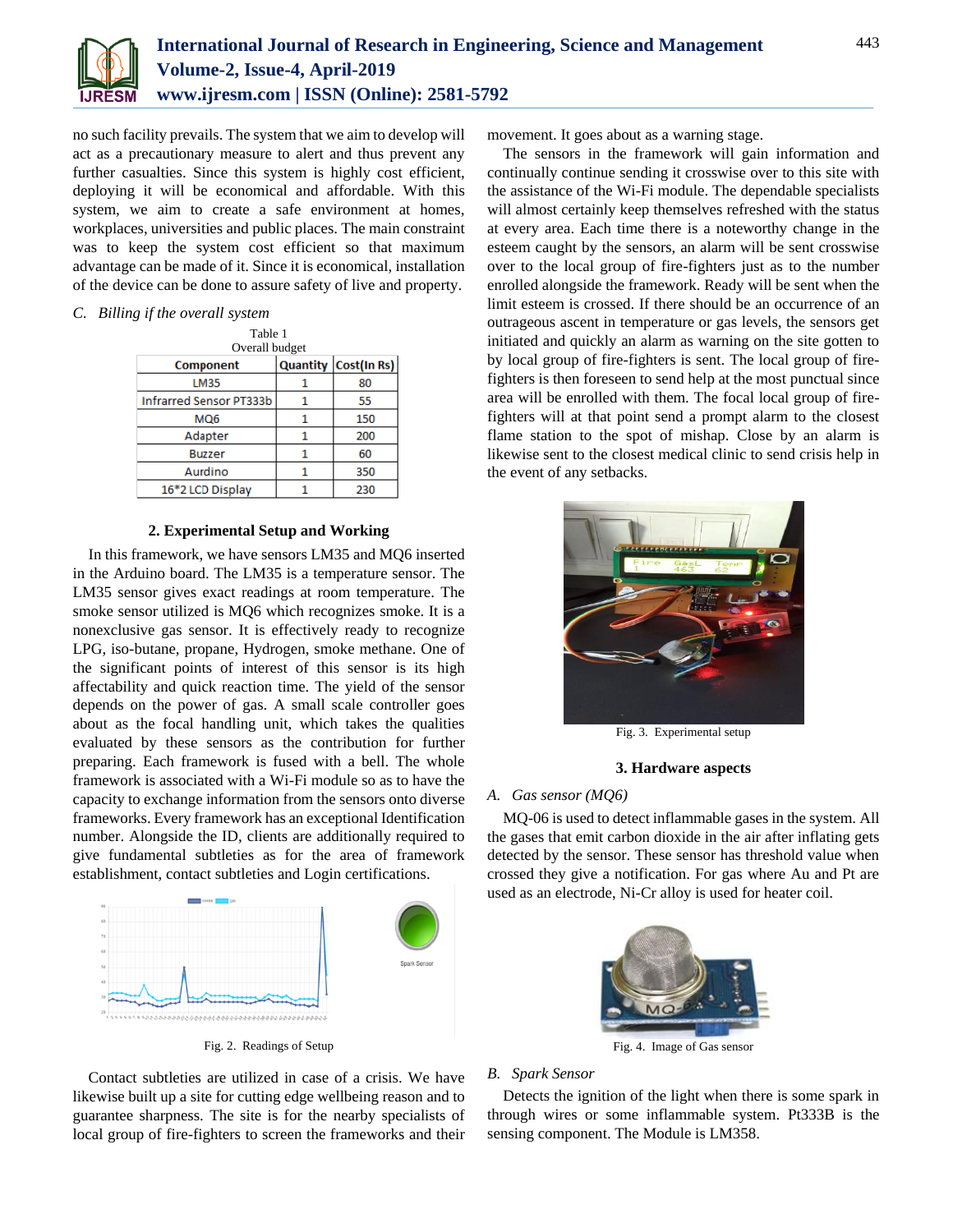no such facility prevails. The system that we aim to develop will act as a precautionary measure to alert and thus prevent any further casualties. Since this system is highly cost efficient, deploying it will be economical and affordable. With this system, we aim to create a safe environment at homes, workplaces, universities and public places. The main constraint was to keep the system cost efficient so that maximum advantage can be made of it. Since it is economical, installation of the device can be done to assure safety of live and property.

*C. Billing if the overall system*

Table 1
Overall budget

| Component | Quantity | Cost(In Rs) |
|---|---|---|
| LM35 | 1 | 80 |
| Infrarred Sensor PT333b | 1 | 55 |
| MQ6 | 1 | 150 |
| Adapter | 1 | 200 |
| Buzzer | 1 | 60 |
| Aurdino | 1 | 350 |
| 16*2 LCD Display | 1 | 230 |

## 2. Experimental Setup and Working

In this framework, we have sensors LM35 and MQ6 inserted in the Arduino board. The LM35 is a temperature sensor. The LM35 sensor gives exact readings at room temperature. The smoke sensor utilized is MQ6 which recognizes smoke. It is a nonexclusive gas sensor. It is effectively ready to recognize LPG, iso-butane, propane, Hydrogen, smoke methane. One of the significant points of interest of this sensor is its high affectability and quick reaction time. The yield of the sensor depends on the power of gas. A small scale controller goes about as the focal handling unit, which takes the qualities evaluated by these sensors as the contribution for further preparing. Each framework is fused with a bell. The whole framework is associated with a Wi-Fi module so as to have the capacity to exchange information from the sensors onto diverse frameworks. Every framework has an exceptional Identification number. Alongside the ID, clients are additionally required to give fundamental subtleties as for the area of framework establishment, contact subtleties and Login certifications.

Spark Sensor

Fig. 2. Readings of Setup

Contact subtleties are utilized in case of a crisis. We have likewise built up a site for cutting edge wellbeing reason and to guarantee sharpness. The site is for the nearby specialists of local group of fire-fighters to screen the frameworks and their movement. It goes about as a warning stage.

The sensors in the framework will gain information and continually continue sending it crosswise over to this site with the assistance of the Wi-Fi module. The dependable specialists will almost certainly keep themselves refreshed with the status at every area. Each time there is a noteworthy change in the esteem caught by the sensors, an alarm will be sent crosswise over to the local group of fire-fighters just as to the number enrolled alongside the framework. Ready will be sent when the limit esteem is crossed. If there should be an occurrence of an outrageous ascent in temperature or gas levels, the sensors get initiated and quickly an alarm as warning on the site gotten to by local group of fire-fighters is sent. The local group of fire-fighters is then foreseen to send help at the most punctual since area will be enrolled with them. The focal local group of fire-fighters will at that point send a prompt alarm to the closest flame station to the spot of mishap. Close by an alarm is likewise sent to the closest medical clinic to send crisis help in the event of any setbacks.

Fig. 3. Experimental setup

## 3. Hardware aspects

*A. Gas sensor (MQ6)*

MQ-06 is used to detect inflammable gases in the system. All the gases that emit carbon dioxide in the air after inflating gets detected by the sensor. These sensor has threshold value when crossed they give a notification. For gas where Au and Pt are used as an electrode, Ni-Cr alloy is used for heater coil.

Fig. 4. Image of Gas sensor

*B. Spark Sensor*

Detects the ignition of the light when there is some spark in through wires or some inflammable system. Pt333B is the sensing component. The Module is LM358.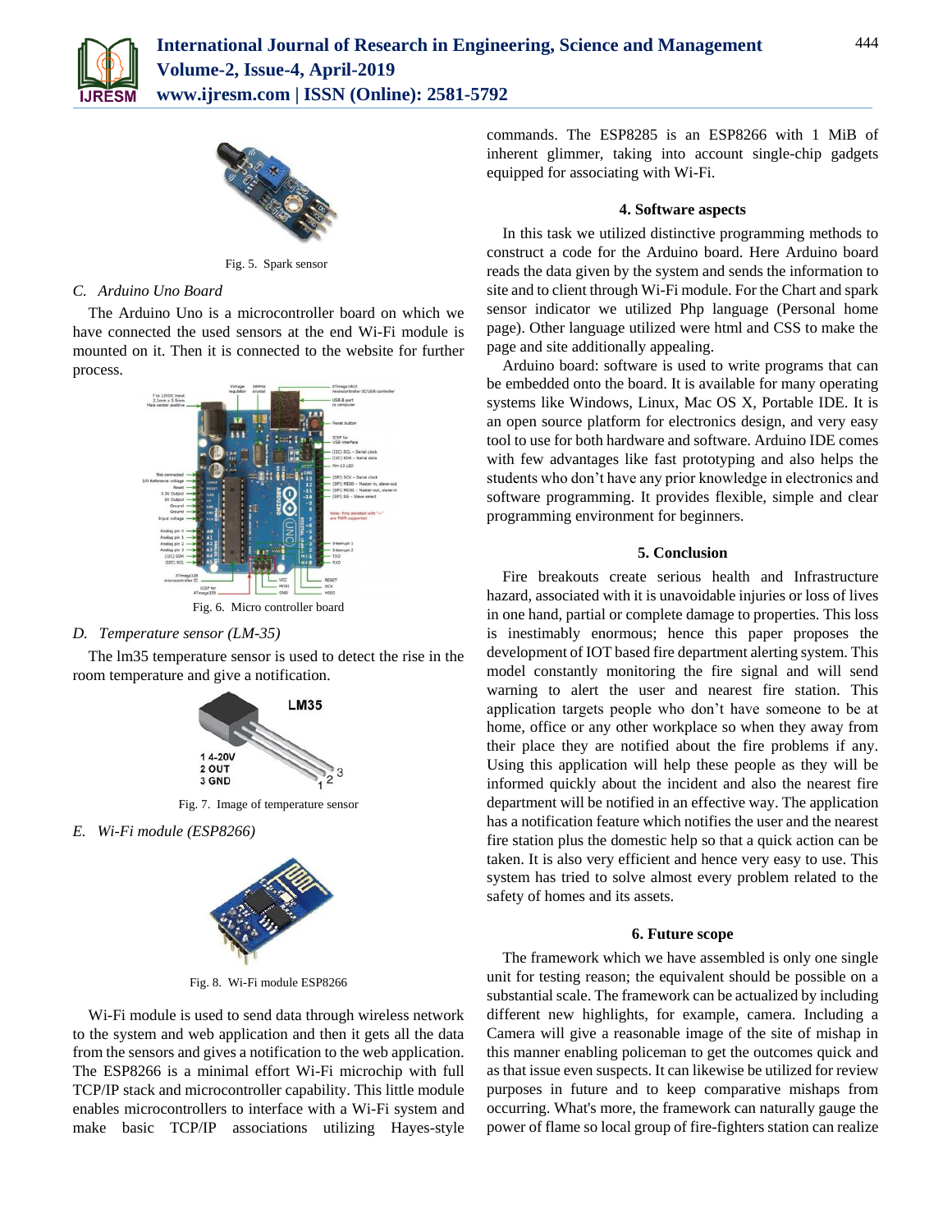Fig. 5. Spark sensor

### C. Arduino Uno Board

The Arduino Uno is a microcontroller board on which we have connected the used sensors at the end Wi-Fi module is mounted on it. Then it is connected to the website for further process.

Fig. 6. Micro controller board

### D. Temperature sensor (LM-35)

The lm35 temperature sensor is used to detect the rise in the room temperature and give a notification.

Fig. 7. Image of temperature sensor

### E. Wi-Fi module (ESP8266)

Fig. 8. Wi-Fi module ESP8266

Wi-Fi module is used to send data through wireless network to the system and web application and then it gets all the data from the sensors and gives a notification to the web application. The ESP8266 is a minimal effort Wi-Fi microchip with full TCP/IP stack and microcontroller capability. This little module enables microcontrollers to interface with a Wi-Fi system and make basic TCP/IP associations utilizing Hayes-style commands. The ESP8285 is an ESP8266 with 1 MiB of inherent glimmer, taking into account single-chip gadgets equipped for associating with Wi-Fi.

## 4. Software aspects

In this task we utilized distinctive programming methods to construct a code for the Arduino board. Here Arduino board reads the data given by the system and sends the information to site and to client through Wi-Fi module. For the Chart and spark sensor indicator we utilized Php language (Personal home page). Other language utilized were html and CSS to make the page and site additionally appealing.

Arduino board: software is used to write programs that can be embedded onto the board. It is available for many operating systems like Windows, Linux, Mac OS X, Portable IDE. It is an open source platform for electronics design, and very easy tool to use for both hardware and software. Arduino IDE comes with few advantages like fast prototyping and also helps the students who don't have any prior knowledge in electronics and software programming. It provides flexible, simple and clear programming environment for beginners.

## 5. Conclusion

Fire breakouts create serious health and Infrastructure hazard, associated with it is unavoidable injuries or loss of lives in one hand, partial or complete damage to properties. This loss is inestimably enormous; hence this paper proposes the development of IOT based fire department alerting system. This model constantly monitoring the fire signal and will send warning to alert the user and nearest fire station. This application targets people who don't have someone to be at home, office or any other workplace so when they away from their place they are notified about the fire problems if any. Using this application will help these people as they will be informed quickly about the incident and also the nearest fire department will be notified in an effective way. The application has a notification feature which notifies the user and the nearest fire station plus the domestic help so that a quick action can be taken. It is also very efficient and hence very easy to use. This system has tried to solve almost every problem related to the safety of homes and its assets.

## 6. Future scope

The framework which we have assembled is only one single unit for testing reason; the equivalent should be possible on a substantial scale. The framework can be actualized by including different new highlights, for example, camera. Including a Camera will give a reasonable image of the site of mishap in this manner enabling policeman to get the outcomes quick and as that issue even suspects. It can likewise be utilized for review purposes in future and to keep comparative mishaps from occurring. What's more, the framework can naturally gauge the power of flame so local group of fire-fighters station can realize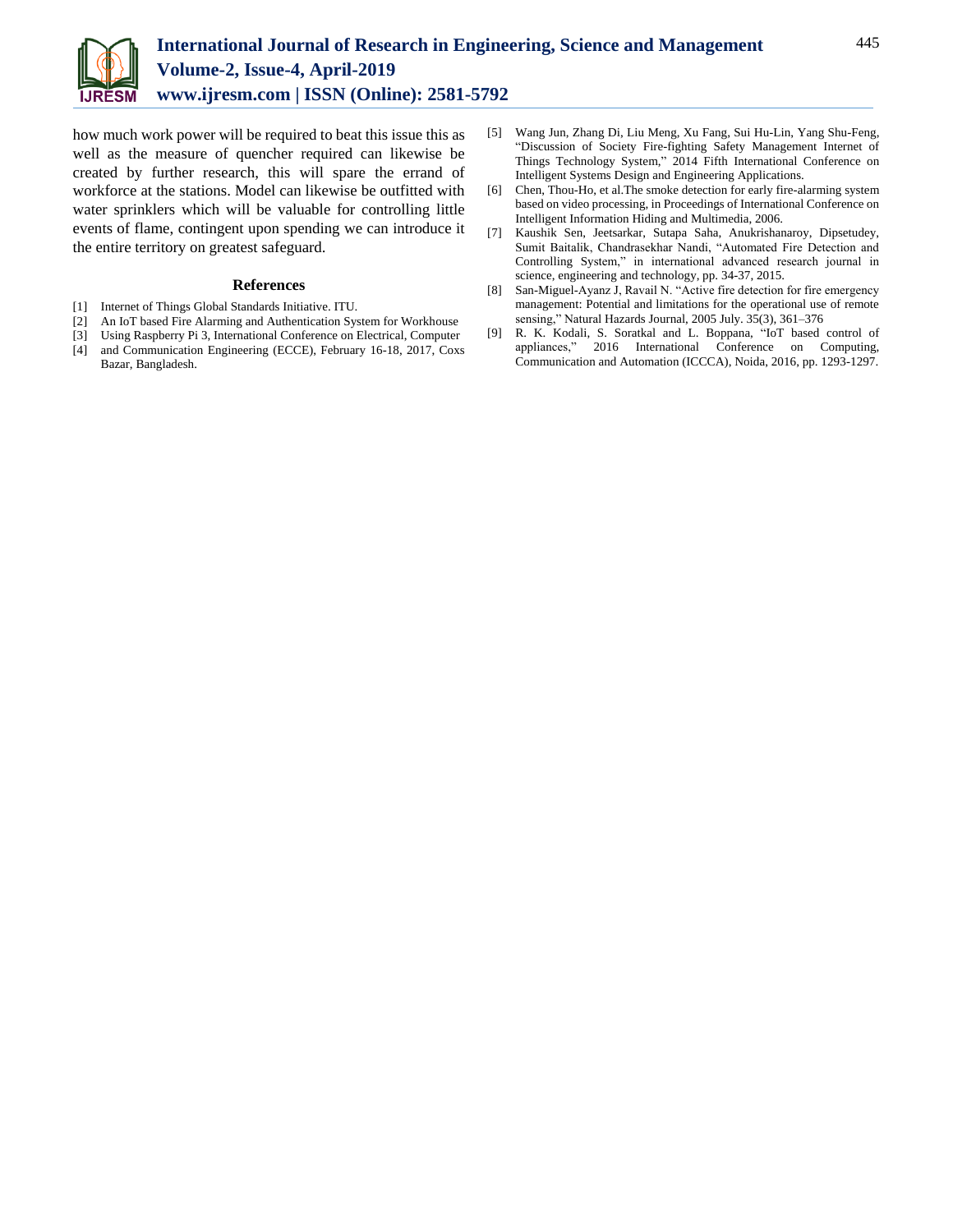how much work power will be required to beat this issue this as well as the measure of quencher required can likewise be created by further research, this will spare the errand of workforce at the stations. Model can likewise be outfitted with water sprinklers which will be valuable for controlling little events of flame, contingent upon spending we can introduce it the entire territory on greatest safeguard.

## References

[1] Internet of Things Global Standards Initiative. ITU.

[2] An IoT based Fire Alarming and Authentication System for Workhouse

[3] Using Raspberry Pi 3, International Conference on Electrical, Computer

[4] and Communication Engineering (ECCE), February 16-18, 2017, Coxs Bazar, Bangladesh.

[5] Wang Jun, Zhang Di, Liu Meng, Xu Fang, Sui Hu-Lin, Yang Shu-Feng, "Discussion of Society Fire-fighting Safety Management Internet of Things Technology System," 2014 Fifth International Conference on Intelligent Systems Design and Engineering Applications.

[6] Chen, Thou-Ho, et al.The smoke detection for early fire-alarming system based on video processing, in Proceedings of International Conference on Intelligent Information Hiding and Multimedia, 2006.

[7] Kaushik Sen, Jeetsarkar, Sutapa Saha, Anukrishanaroy, Dipsetudey, Sumit Baitalik, Chandrasekhar Nandi, "Automated Fire Detection and Controlling System," in international advanced research journal in science, engineering and technology, pp. 34-37, 2015.

[8] San-Miguel-Ayanz J, Ravail N. "Active fire detection for fire emergency management: Potential and limitations for the operational use of remote sensing," Natural Hazards Journal, 2005 July. 35(3), 361–376

[9] R. K. Kodali, S. Soratkal and L. Boppana, "IoT based control of appliances," 2016 International Conference on Computing, Communication and Automation (ICCCA), Noida, 2016, pp. 1293-1297.